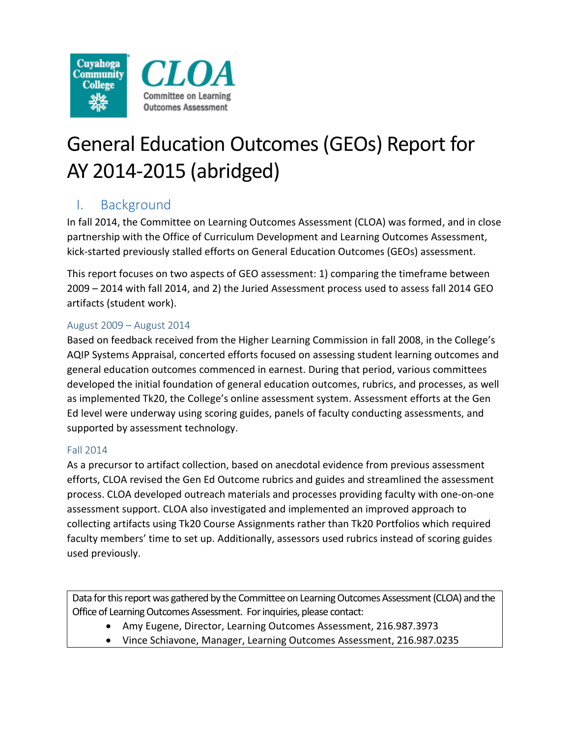# General Education Outcomes (GEOs) Report for AY 2014-2015 (abridged)

## I. Background

In fall 2014, the Committee on Learning Outcomes Assessment (CLOA) was formed, and in close partnership with the Office of Curriculum Development and Learning Outcomes Assessment, kick-started previously stalled efforts on General Education Outcomes (GEOs) assessment.

This report focuses on two aspects of GEO assessment: 1) comparing the timeframe between 2009 – 2014 with fall 2014, and 2) the Juried Assessment process used to assess fall 2014 GEO artifacts (student work).

### August 2009 – August 2014

Based on feedback received from the Higher Learning Commission in fall 2008, in the College's AQIP Systems Appraisal, concerted efforts focused on assessing student learning outcomes and general education outcomes commenced in earnest. During that period, various committees developed the initial foundation of general education outcomes, rubrics, and processes, as well as implemented Tk20, the College's online assessment system. Assessment efforts at the Gen Ed level were underway using scoring guides, panels of faculty conducting assessments, and supported by assessment technology.

### Fall 2014

As a precursor to artifact collection, based on anecdotal evidence from previous assessment efforts, CLOA revised the Gen Ed Outcome rubrics and guides and streamlined the assessment process. CLOA developed outreach materials and processes providing faculty with one-on-one assessment support. CLOA also investigated and implemented an improved approach to collecting artifacts using Tk20 Course Assignments rather than Tk20 Portfolios which required faculty members' time to set up. Additionally, assessors used rubrics instead of scoring guides used previously.

Data for this report was gathered by the Committee on Learning Outcomes Assessment (CLOA) and the Office of Learning Outcomes Assessment. For inquiries, please contact:

- Amy Eugene, Director, Learning Outcomes Assessment, 216.987.3973
- Vince Schiavone, Manager, Learning Outcomes Assessment, 216.987.0235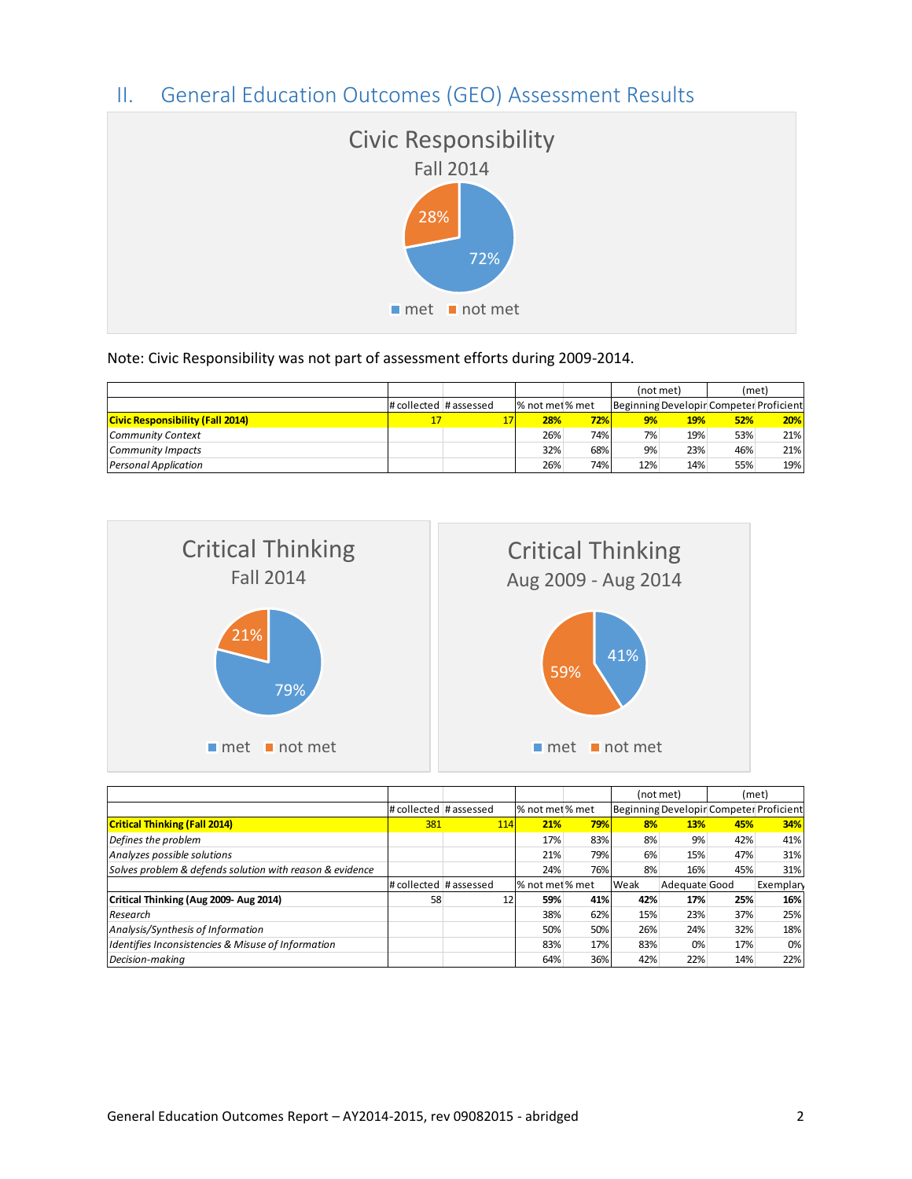## II. General Education Outcomes (GEO) Assessment Results

Civic Responsibility
Fall 2014

72% met, 28% not met

Note: Civic Responsibility was not part of assessment efforts during 2009-2014.

| | | | | | (not met) | | (met) | |
|---|---|---|---|---|---|---|---|---|
| | # collected | # assessed | % not met | % met | Beginning | Developir | Competer | Proficient |
| **Civic Responsibility (Fall 2014)** | **17** | **17** | **28%** | **72%** | **9%** | **19%** | **52%** | **20%** |
| *Community Context* | | | 26% | 74% | 7% | 19% | 53% | 21% |
| *Community Impacts* | | | 32% | 68% | 9% | 23% | 46% | 21% |
| *Personal Application* | | | 26% | 74% | 12% | 14% | 55% | 19% |

Critical Thinking
Fall 2014

79% met, 21% not met

Critical Thinking
Aug 2009 - Aug 2014

41% met, 59% not met

| | | | | | (not met) | | (met) | |
|---|---|---|---|---|---|---|---|---|
| | # collected | # assessed | % not met | % met | Beginning | Developir | Competer | Proficient |
| **Critical Thinking (Fall 2014)** | **381** | **114** | **21%** | **79%** | **8%** | **13%** | **45%** | **34%** |
| *Defines the problem* | | | 17% | 83% | 8% | 9% | 42% | 41% |
| *Analyzes possible solutions* | | | 21% | 79% | 6% | 15% | 47% | 31% |
| *Solves problem & defends solution with reason & evidence* | | | 24% | 76% | 8% | 16% | 45% | 31% |
| | # collected | # assessed | % not met | % met | Weak | Adequate | Good | Exemplary |
| **Critical Thinking (Aug 2009- Aug 2014)** | **58** | **12** | **59%** | **41%** | **42%** | **17%** | **25%** | **16%** |
| *Research* | | | 38% | 62% | 15% | 23% | 37% | 25% |
| *Analysis/Synthesis of Information* | | | 50% | 50% | 26% | 24% | 32% | 18% |
| *Identifies Inconsistencies & Misuse of Information* | | | 83% | 17% | 83% | 0% | 17% | 0% |
| *Decision-making* | | | 64% | 36% | 42% | 22% | 14% | 22% |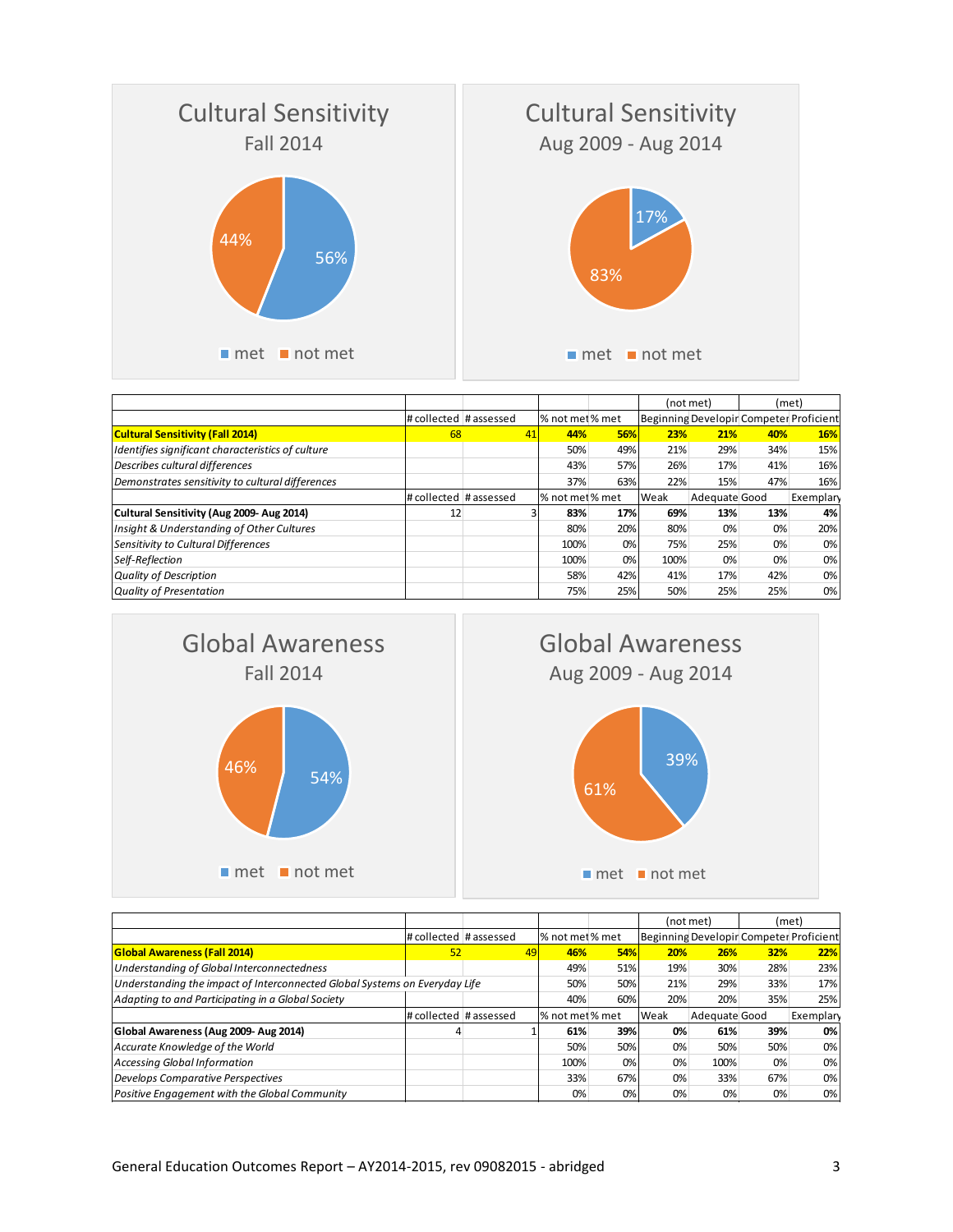**Cultural Sensitivity**
Fall 2014

- met: 56%
- not met: 44%

**Cultural Sensitivity**
Aug 2009 - Aug 2014

- met: 17%
- not met: 83%

| | | | | | (not met) | | (met) | |
|---|---|---|---|---|---|---|---|---|
| | # collected | # assessed | % not met | % met | Beginning | Developir | Competer | Proficient |
| **Cultural Sensitivity (Fall 2014)** | 68 | 41 | **44%** | **56%** | **23%** | **21%** | **40%** | **16%** |
| *Identifies significant characteristics of culture* | | | 50% | 49% | 21% | 29% | 34% | 15% |
| *Describes cultural differences* | | | 43% | 57% | 26% | 17% | 41% | 16% |
| *Demonstrates sensitivity to cultural differences* | | | 37% | 63% | 22% | 15% | 47% | 16% |
| | # collected | # assessed | % not met | % met | Weak | Adequate | Good | Exemplary |
| **Cultural Sensitivity (Aug 2009- Aug 2014)** | 12 | 3 | **83%** | **17%** | **69%** | **13%** | **13%** | **4%** |
| *Insight & Understanding of Other Cultures* | | | 80% | 20% | 80% | 0% | 0% | 20% |
| *Sensitivity to Cultural Differences* | | | 100% | 0% | 75% | 25% | 0% | 0% |
| *Self-Reflection* | | | 100% | 0% | 100% | 0% | 0% | 0% |
| *Quality of Description* | | | 58% | 42% | 41% | 17% | 42% | 0% |
| *Quality of Presentation* | | | 75% | 25% | 50% | 25% | 25% | 0% |

**Global Awareness**
Fall 2014

- met: 54%
- not met: 46%

**Global Awareness**
Aug 2009 - Aug 2014

- met: 39%
- not met: 61%

| | | | | | (not met) | | (met) | |
|---|---|---|---|---|---|---|---|---|
| | # collected | # assessed | % not met | % met | Beginning | Developir | Competer | Proficient |
| **Global Awareness (Fall 2014)** | 52 | 49 | **46%** | **54%** | **20%** | **26%** | **32%** | **22%** |
| *Understanding of Global Interconnectedness* | | | 49% | 51% | 19% | 30% | 28% | 23% |
| *Understanding the impact of Interconnected Global Systems on Everyday Life* | | | 50% | 50% | 21% | 29% | 33% | 17% |
| *Adapting to and Participating in a Global Society* | | | 40% | 60% | 20% | 20% | 35% | 25% |
| | # collected | # assessed | % not met | % met | Weak | Adequate | Good | Exemplary |
| **Global Awareness (Aug 2009- Aug 2014)** | 4 | 1 | **61%** | **39%** | **0%** | **61%** | **39%** | **0%** |
| *Accurate Knowledge of the World* | | | 50% | 50% | 0% | 50% | 50% | 0% |
| *Accessing Global Information* | | | 100% | 0% | 0% | 100% | 0% | 0% |
| *Develops Comparative Perspectives* | | | 33% | 67% | 0% | 33% | 67% | 0% |
| *Positive Engagement with the Global Community* | | | 0% | 0% | 0% | 0% | 0% | 0% |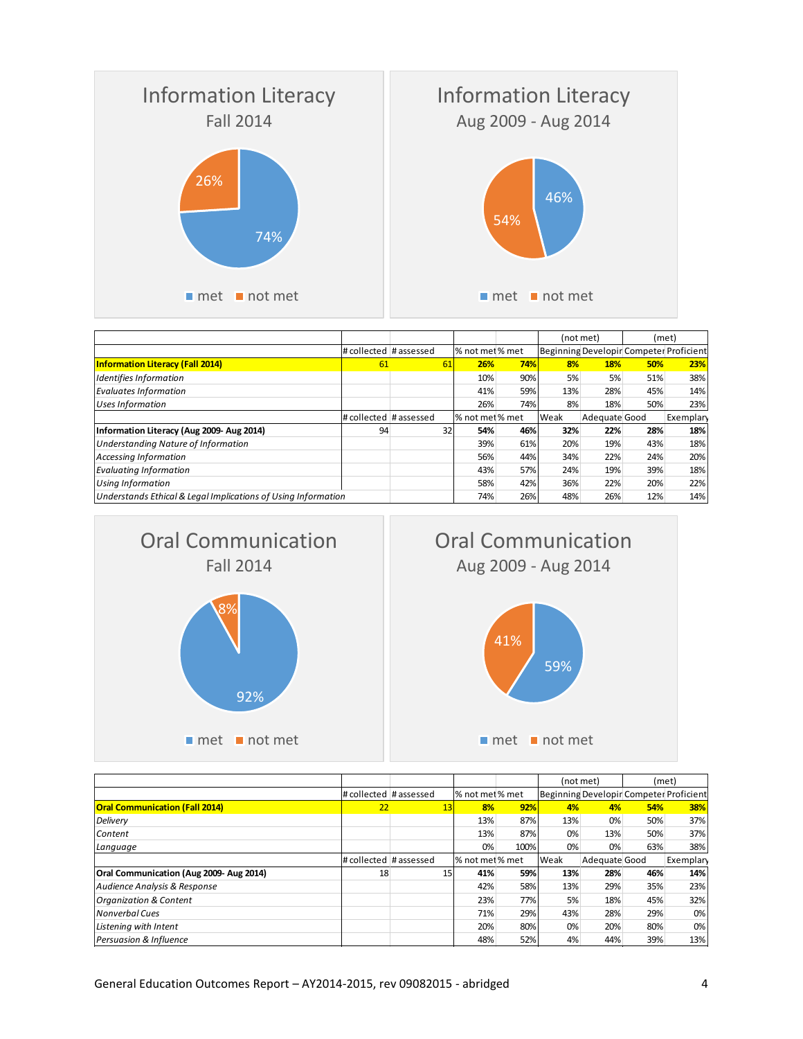Information Literacy
Fall 2014

- met: 74%
- not met: 26%

Information Literacy
Aug 2009 - Aug 2014

- met: 46%
- not met: 54%

| | | | | | (not met) | | (met) | |
|---|---|---|---|---|---|---|---|---|
| | # collected | # assessed | % not met | % met | Beginning | Developir | Competer | Proficient |
| **Information Literacy (Fall 2014)** | 61 | 61 | **26%** | **74%** | **8%** | **18%** | **50%** | **23%** |
| *Identifies Information* | | | 10% | 90% | 5% | 5% | 51% | 38% |
| *Evaluates Information* | | | 41% | 59% | 13% | 28% | 45% | 14% |
| *Uses Information* | | | 26% | 74% | 8% | 18% | 50% | 23% |
| | # collected | # assessed | % not met | % met | Weak | Adequate | Good | Exemplary |
| **Information Literacy (Aug 2009- Aug 2014)** | 94 | 32 | **54%** | **46%** | **32%** | **22%** | **28%** | **18%** |
| *Understanding Nature of Information* | | | 39% | 61% | 20% | 19% | 43% | 18% |
| *Accessing Information* | | | 56% | 44% | 34% | 22% | 24% | 20% |
| *Evaluating Information* | | | 43% | 57% | 24% | 19% | 39% | 18% |
| *Using Information* | | | 58% | 42% | 36% | 22% | 20% | 22% |
| *Understands Ethical & Legal Implications of Using Information* | | | 74% | 26% | 48% | 26% | 12% | 14% |

Oral Communication
Fall 2014

- met: 92%
- not met: 8%

Oral Communication
Aug 2009 - Aug 2014

- met: 59%
- not met: 41%

| | | | | | (not met) | | (met) | |
|---|---|---|---|---|---|---|---|---|
| | # collected | # assessed | % not met | % met | Beginning | Developir | Competer | Proficient |
| **Oral Communication (Fall 2014)** | 22 | 13 | **8%** | **92%** | **4%** | **4%** | **54%** | **38%** |
| *Delivery* | | | 13% | 87% | 13% | 0% | 50% | 37% |
| *Content* | | | 13% | 87% | 0% | 13% | 50% | 37% |
| *Language* | | | 0% | 100% | 0% | 0% | 63% | 38% |
| | # collected | # assessed | % not met | % met | Weak | Adequate | Good | Exemplary |
| **Oral Communication (Aug 2009- Aug 2014)** | 18 | 15 | **41%** | **59%** | **13%** | **28%** | **46%** | **14%** |
| *Audience Analysis & Response* | | | 42% | 58% | 13% | 29% | 35% | 23% |
| *Organization & Content* | | | 23% | 77% | 5% | 18% | 45% | 32% |
| *Nonverbal Cues* | | | 71% | 29% | 43% | 28% | 29% | 0% |
| *Listening with Intent* | | | 20% | 80% | 0% | 20% | 80% | 0% |
| *Persuasion & Influence* | | | 48% | 52% | 4% | 44% | 39% | 13% |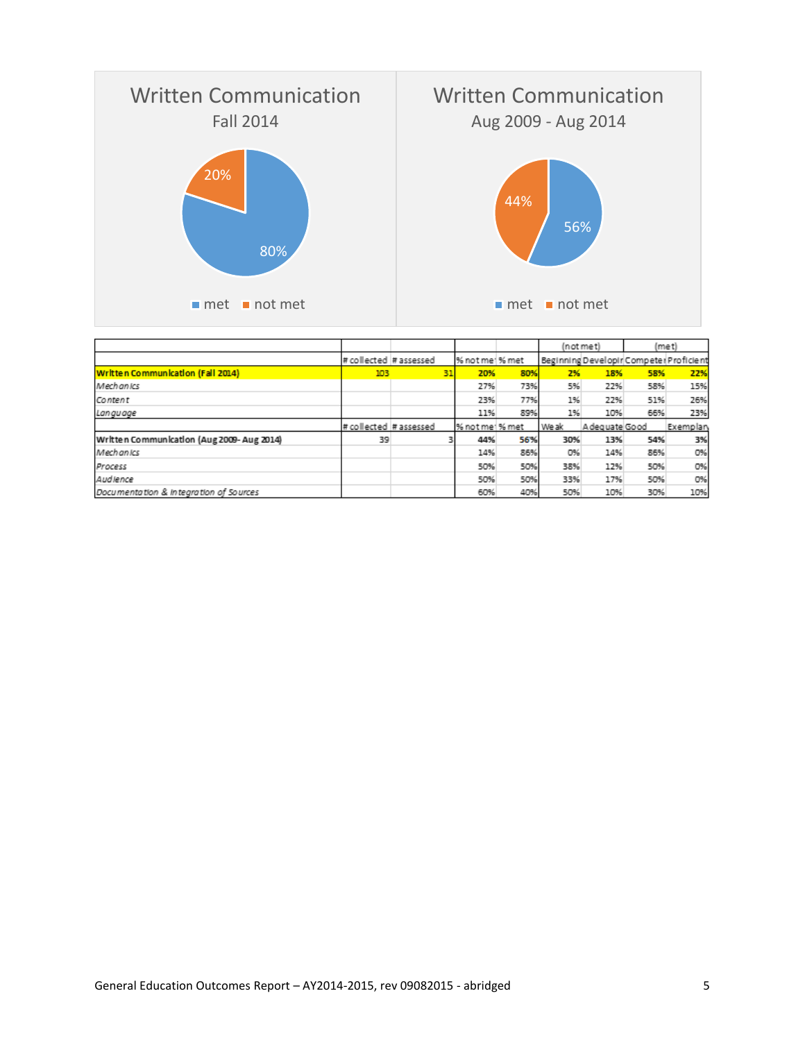Written Communication
Fall 2014

20%
80%

met  not met

Written Communication
Aug 2009 - Aug 2014

44%
56%

met  not met

| | | | | | (not met) | | (met) | |
|---|---|---|---|---|---|---|---|---|
| | # collected | # assessed | % not met | % met | Beginning | Developing | Competent | Proficient |
| **Written Communication (Fall 2014)** | 103 | 31 | **20%** | **80%** | **2%** | **18%** | **58%** | **22%** |
| *Mechanics* | | | 27% | 73% | 5% | 22% | 58% | 15% |
| *Content* | | | 23% | 77% | 1% | 22% | 51% | 26% |
| *Language* | | | 11% | 89% | 1% | 10% | 66% | 23% |
| | # collected | # assessed | % not met | % met | Weak | Adequate | Good | Exemplary |
| **Written Communication (Aug 2009- Aug 2014)** | 39 | 3 | **44%** | **56%** | **30%** | **13%** | **54%** | **3%** |
| *Mechanics* | | | 14% | 86% | 0% | 14% | 86% | 0% |
| *Process* | | | 50% | 50% | 38% | 12% | 50% | 0% |
| *Audience* | | | 50% | 50% | 33% | 17% | 50% | 0% |
| *Documentation & Integration of Sources* | | | 60% | 40% | 50% | 10% | 30% | 10% |